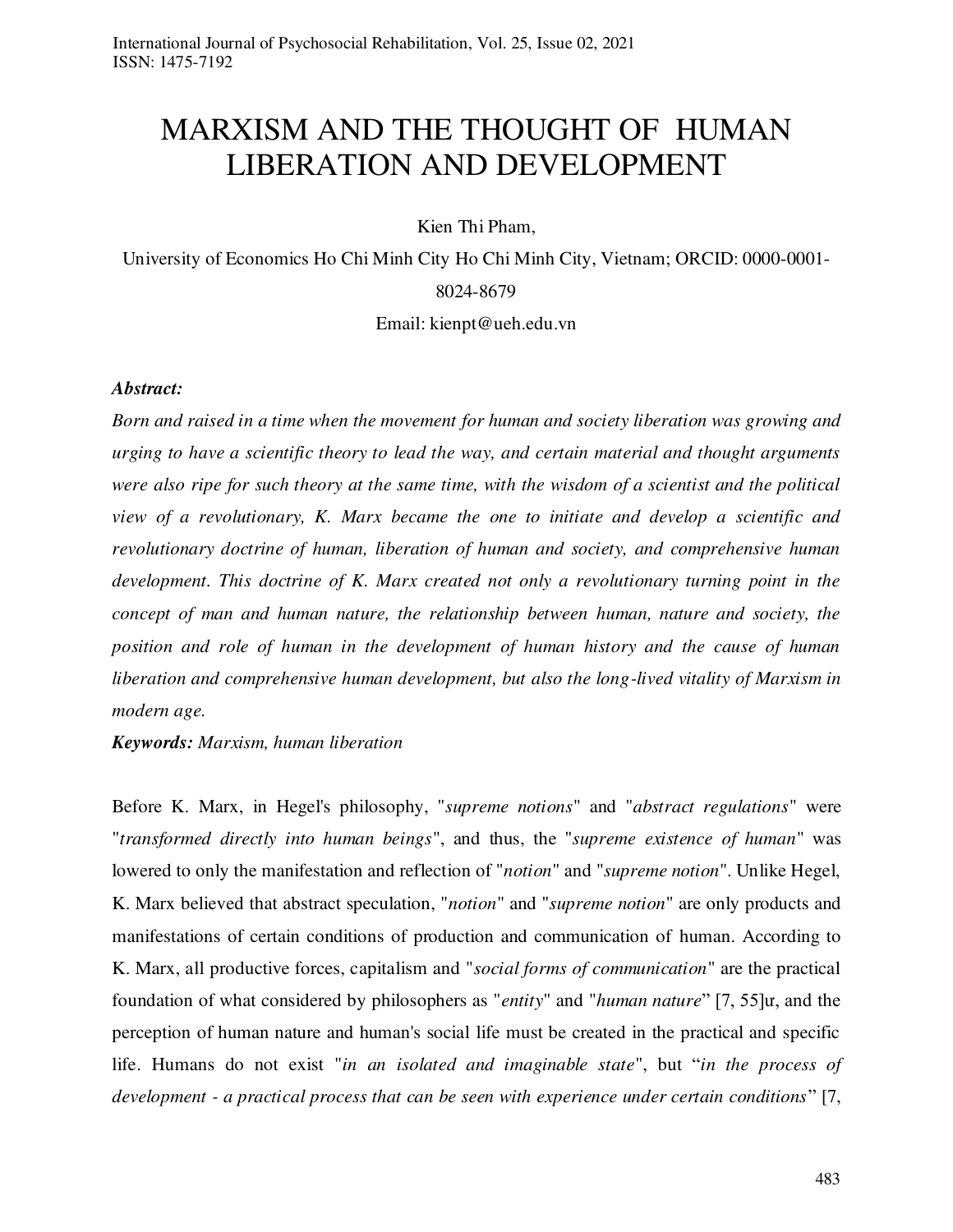# MARXISM AND THE THOUGHT OF HUMAN LIBERATION AND DEVELOPMENT

Kien Thi Pham,

University of Economics Ho Chi Minh City Ho Chi Minh City, Vietnam; ORCID: 0000-0001-8024-8679

Email: kienpt@ueh.edu.vn

***Abstract:***

*Born and raised in a time when the movement for human and society liberation was growing and urging to have a scientific theory to lead the way, and certain material and thought arguments were also ripe for such theory at the same time, with the wisdom of a scientist and the political view of a revolutionary, K. Marx became the one to initiate and develop a scientific and revolutionary doctrine of human, liberation of human and society, and comprehensive human development. This doctrine of K. Marx created not only a revolutionary turning point in the concept of man and human nature, the relationship between human, nature and society, the position and role of human in the development of human history and the cause of human liberation and comprehensive human development, but also the long-lived vitality of Marxism in modern age.*

***Keywords:*** *Marxism, human liberation*

Before K. Marx, in Hegel's philosophy, "*supreme notions*" and "*abstract regulations*" were "*transformed directly into human beings*", and thus, the "*supreme existence of human*" was lowered to only the manifestation and reflection of "*notion*" and "*supreme notion*". Unlike Hegel, K. Marx believed that abstract speculation, "*notion*" and "*supreme notion*" are only products and manifestations of certain conditions of production and communication of human. According to K. Marx, all productive forces, capitalism and "*social forms of communication*" are the practical foundation of what considered by philosophers as "*entity*" and "*human nature*" [7, 55]ư, and the perception of human nature and human's social life must be created in the practical and specific life. Humans do not exist "*in an isolated and imaginable state*", but "*in the process of development - a practical process that can be seen with experience under certain conditions*" [7,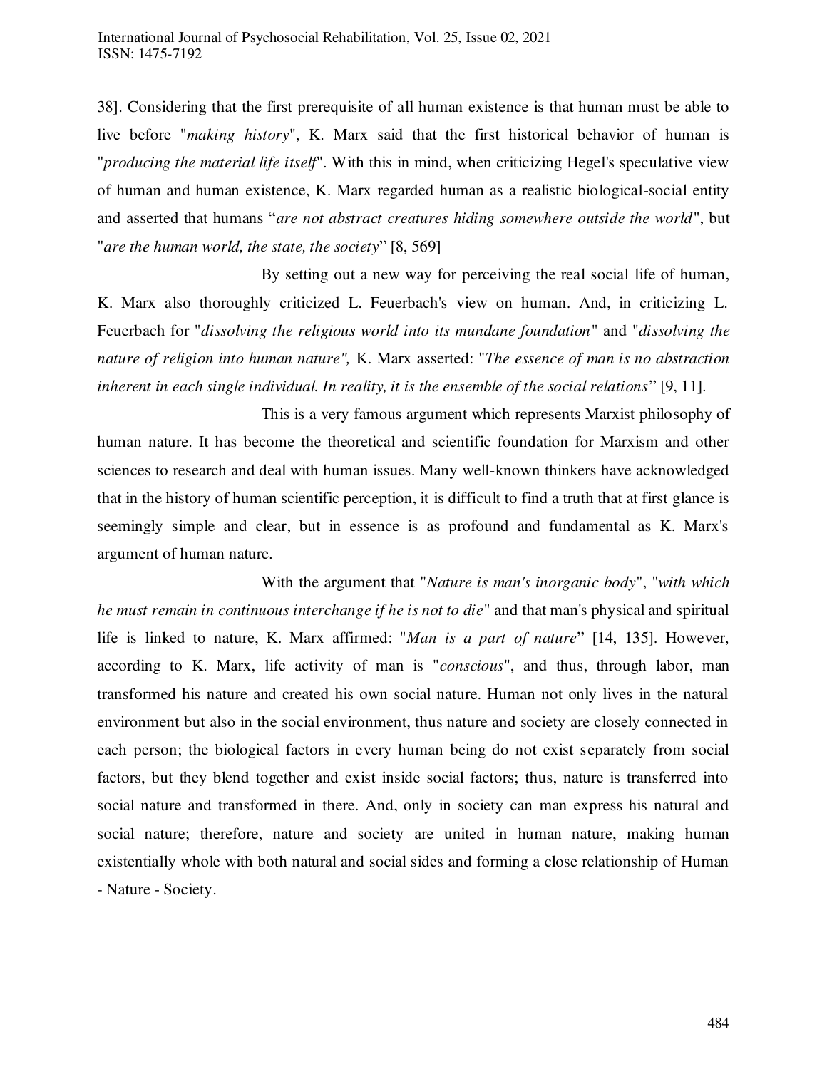38]. Considering that the first prerequisite of all human existence is that human must be able to live before "*making history*", K. Marx said that the first historical behavior of human is "*producing the material life itself*". With this in mind, when criticizing Hegel's speculative view of human and human existence, K. Marx regarded human as a realistic biological-social entity and asserted that humans "*are not abstract creatures hiding somewhere outside the world*", but "*are the human world, the state, the society*" [8, 569]

By setting out a new way for perceiving the real social life of human, K. Marx also thoroughly criticized L. Feuerbach's view on human. And, in criticizing L. Feuerbach for "*dissolving the religious world into its mundane foundation*" and "*dissolving the nature of religion into human nature",* K. Marx asserted: "*The essence of man is no abstraction inherent in each single individual. In reality, it is the ensemble of the social relations*" [9, 11].

This is a very famous argument which represents Marxist philosophy of human nature. It has become the theoretical and scientific foundation for Marxism and other sciences to research and deal with human issues. Many well-known thinkers have acknowledged that in the history of human scientific perception, it is difficult to find a truth that at first glance is seemingly simple and clear, but in essence is as profound and fundamental as K. Marx's argument of human nature.

With the argument that "*Nature is man's inorganic body*", "*with which he must remain in continuous interchange if he is not to die*" and that man's physical and spiritual life is linked to nature, K. Marx affirmed: "*Man is a part of nature*" [14, 135]. However, according to K. Marx, life activity of man is "*conscious*", and thus, through labor, man transformed his nature and created his own social nature. Human not only lives in the natural environment but also in the social environment, thus nature and society are closely connected in each person; the biological factors in every human being do not exist separately from social factors, but they blend together and exist inside social factors; thus, nature is transferred into social nature and transformed in there. And, only in society can man express his natural and social nature; therefore, nature and society are united in human nature, making human existentially whole with both natural and social sides and forming a close relationship of Human - Nature - Society.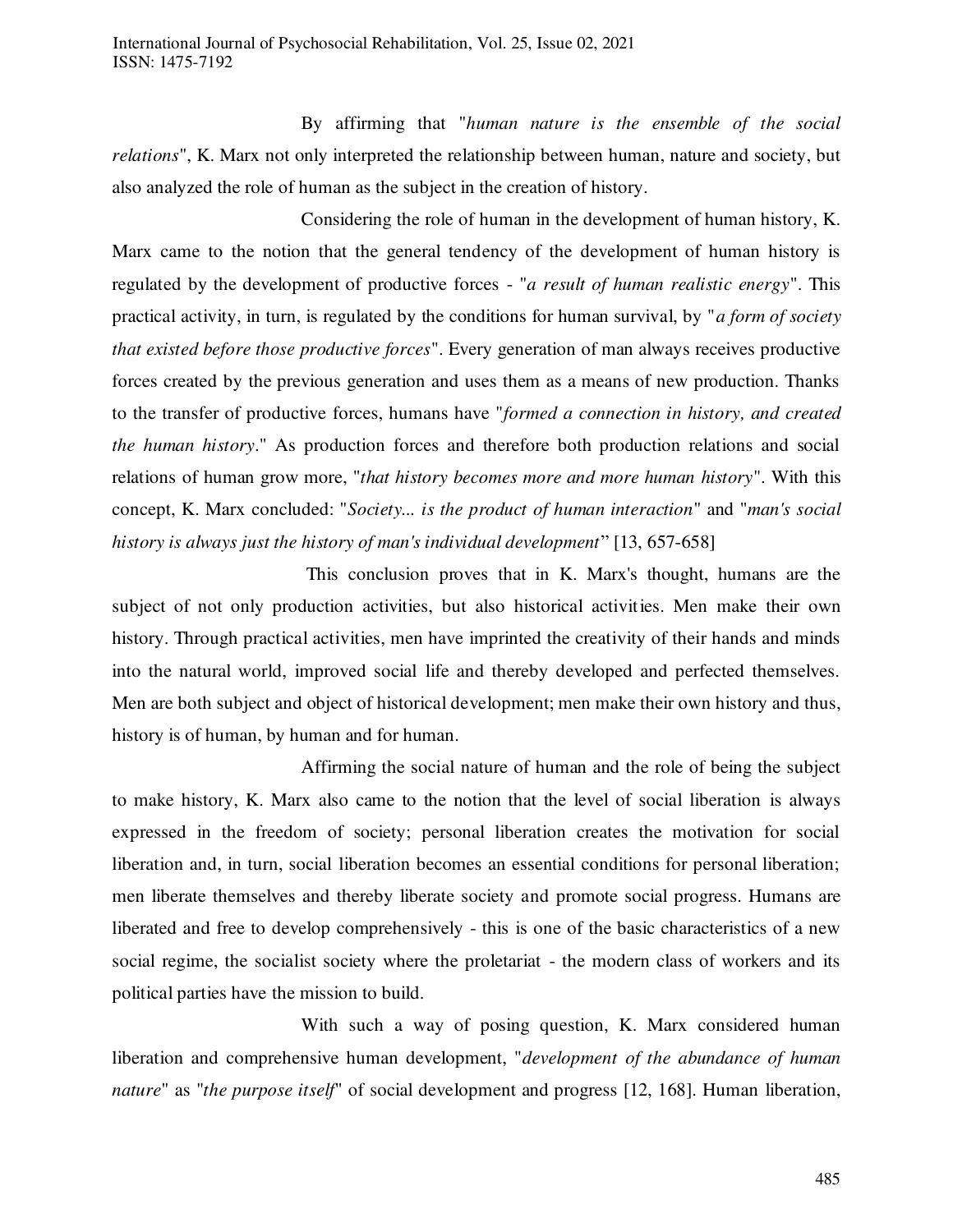By affirming that "*human nature is the ensemble of the social relations*", K. Marx not only interpreted the relationship between human, nature and society, but also analyzed the role of human as the subject in the creation of history.

Considering the role of human in the development of human history, K. Marx came to the notion that the general tendency of the development of human history is regulated by the development of productive forces - "*a result of human realistic energy*". This practical activity, in turn, is regulated by the conditions for human survival, by "*a form of society that existed before those productive forces*". Every generation of man always receives productive forces created by the previous generation and uses them as a means of new production. Thanks to the transfer of productive forces, humans have "*formed a connection in history, and created the human history*." As production forces and therefore both production relations and social relations of human grow more, "*that history becomes more and more human history*". With this concept, K. Marx concluded: "*Society... is the product of human interaction*" and "*man's social history is always just the history of man's individual development*" [13, 657-658]

This conclusion proves that in K. Marx's thought, humans are the subject of not only production activities, but also historical activities. Men make their own history. Through practical activities, men have imprinted the creativity of their hands and minds into the natural world, improved social life and thereby developed and perfected themselves. Men are both subject and object of historical development; men make their own history and thus, history is of human, by human and for human.

Affirming the social nature of human and the role of being the subject to make history, K. Marx also came to the notion that the level of social liberation is always expressed in the freedom of society; personal liberation creates the motivation for social liberation and, in turn, social liberation becomes an essential conditions for personal liberation; men liberate themselves and thereby liberate society and promote social progress. Humans are liberated and free to develop comprehensively - this is one of the basic characteristics of a new social regime, the socialist society where the proletariat - the modern class of workers and its political parties have the mission to build.

With such a way of posing question, K. Marx considered human liberation and comprehensive human development, "*development of the abundance of human nature*" as "*the purpose itself*" of social development and progress [12, 168]. Human liberation,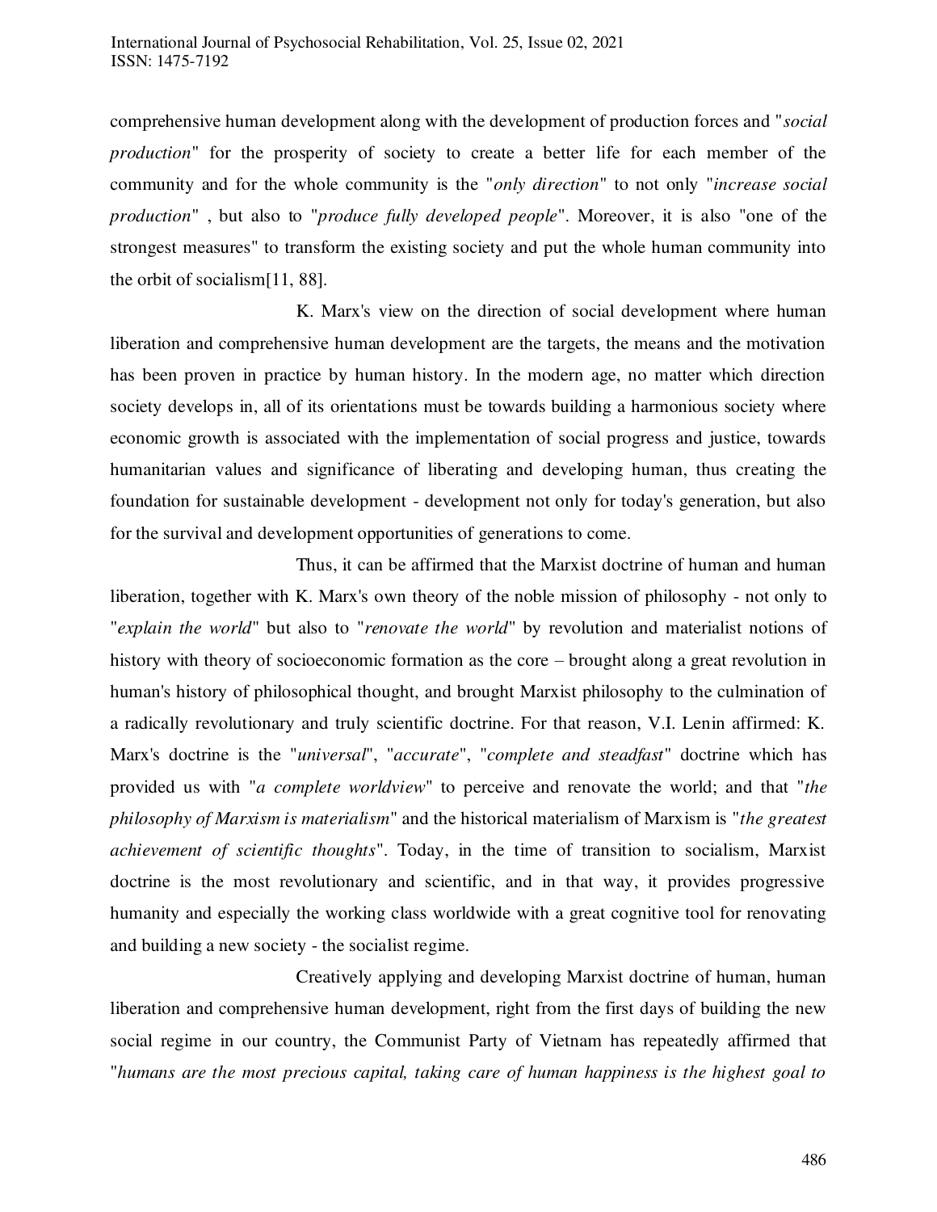comprehensive human development along with the development of production forces and "*social production*" for the prosperity of society to create a better life for each member of the community and for the whole community is the "*only direction*" to not only "*increase social production*" , but also to "*produce fully developed people*". Moreover, it is also "one of the strongest measures" to transform the existing society and put the whole human community into the orbit of socialism[11, 88].

K. Marx's view on the direction of social development where human liberation and comprehensive human development are the targets, the means and the motivation has been proven in practice by human history. In the modern age, no matter which direction society develops in, all of its orientations must be towards building a harmonious society where economic growth is associated with the implementation of social progress and justice, towards humanitarian values and significance of liberating and developing human, thus creating the foundation for sustainable development - development not only for today's generation, but also for the survival and development opportunities of generations to come.

Thus, it can be affirmed that the Marxist doctrine of human and human liberation, together with K. Marx's own theory of the noble mission of philosophy - not only to "*explain the world*" but also to "*renovate the world*" by revolution and materialist notions of history with theory of socioeconomic formation as the core – brought along a great revolution in human's history of philosophical thought, and brought Marxist philosophy to the culmination of a radically revolutionary and truly scientific doctrine. For that reason, V.I. Lenin affirmed: K. Marx's doctrine is the "*universal*", "*accurate*", "*complete and steadfast*" doctrine which has provided us with "*a complete worldview*" to perceive and renovate the world; and that "*the philosophy of Marxism is materialism*" and the historical materialism of Marxism is "*the greatest achievement of scientific thoughts*". Today, in the time of transition to socialism, Marxist doctrine is the most revolutionary and scientific, and in that way, it provides progressive humanity and especially the working class worldwide with a great cognitive tool for renovating and building a new society - the socialist regime.

Creatively applying and developing Marxist doctrine of human, human liberation and comprehensive human development, right from the first days of building the new social regime in our country, the Communist Party of Vietnam has repeatedly affirmed that "*humans are the most precious capital, taking care of human happiness is the highest goal to*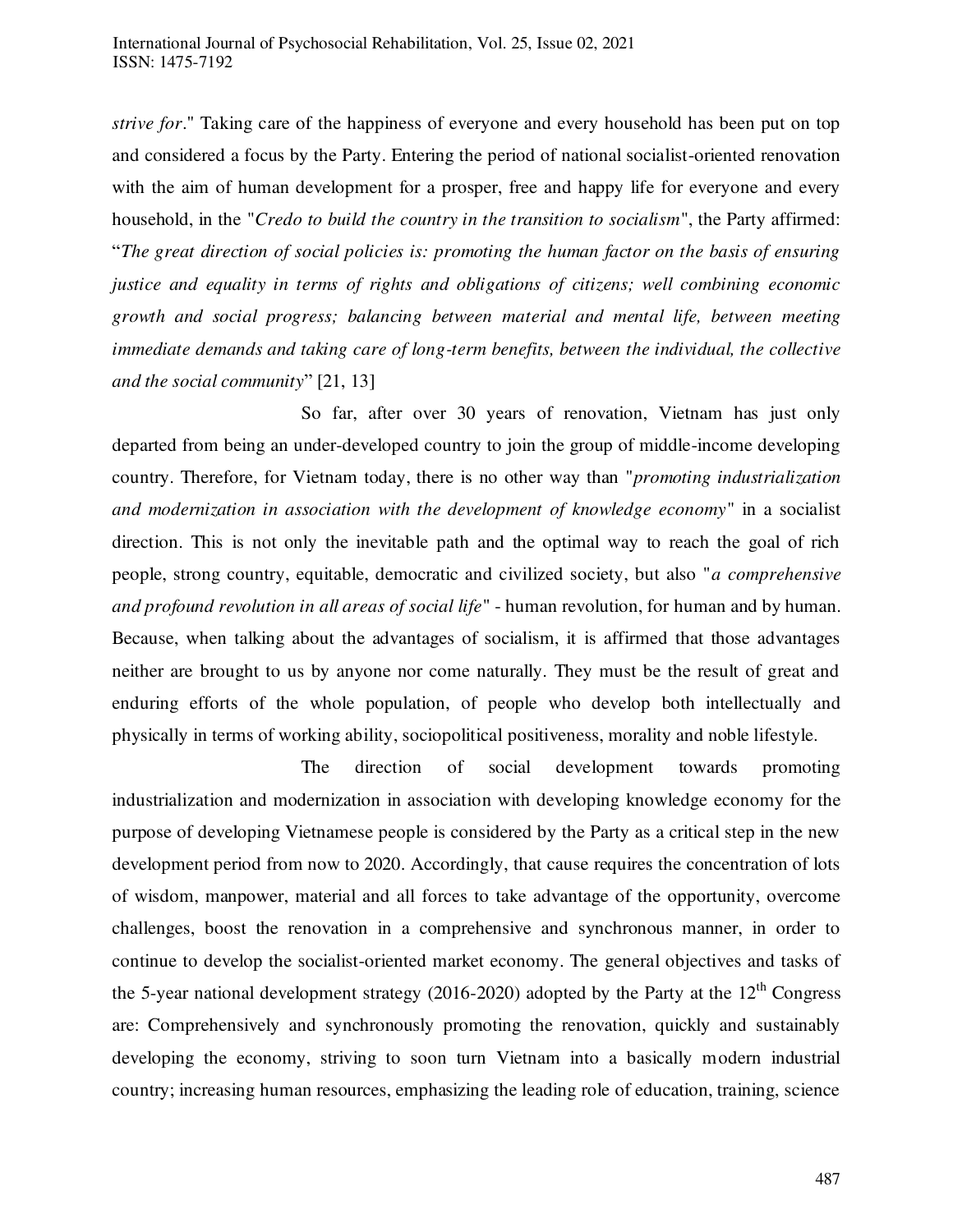*strive for*." Taking care of the happiness of everyone and every household has been put on top and considered a focus by the Party. Entering the period of national socialist-oriented renovation with the aim of human development for a prosper, free and happy life for everyone and every household, in the "*Credo to build the country in the transition to socialism*", the Party affirmed: "*The great direction of social policies is: promoting the human factor on the basis of ensuring justice and equality in terms of rights and obligations of citizens; well combining economic growth and social progress; balancing between material and mental life, between meeting immediate demands and taking care of long-term benefits, between the individual, the collective and the social community*" [21, 13]

So far, after over 30 years of renovation, Vietnam has just only departed from being an under-developed country to join the group of middle-income developing country. Therefore, for Vietnam today, there is no other way than "*promoting industrialization and modernization in association with the development of knowledge economy*" in a socialist direction. This is not only the inevitable path and the optimal way to reach the goal of rich people, strong country, equitable, democratic and civilized society, but also "*a comprehensive and profound revolution in all areas of social life*" - human revolution, for human and by human. Because, when talking about the advantages of socialism, it is affirmed that those advantages neither are brought to us by anyone nor come naturally. They must be the result of great and enduring efforts of the whole population, of people who develop both intellectually and physically in terms of working ability, sociopolitical positiveness, morality and noble lifestyle.

The direction of social development towards promoting industrialization and modernization in association with developing knowledge economy for the purpose of developing Vietnamese people is considered by the Party as a critical step in the new development period from now to 2020. Accordingly, that cause requires the concentration of lots of wisdom, manpower, material and all forces to take advantage of the opportunity, overcome challenges, boost the renovation in a comprehensive and synchronous manner, in order to continue to develop the socialist-oriented market economy. The general objectives and tasks of the 5-year national development strategy (2016-2020) adopted by the Party at the 12th Congress are: Comprehensively and synchronously promoting the renovation, quickly and sustainably developing the economy, striving to soon turn Vietnam into a basically modern industrial country; increasing human resources, emphasizing the leading role of education, training, science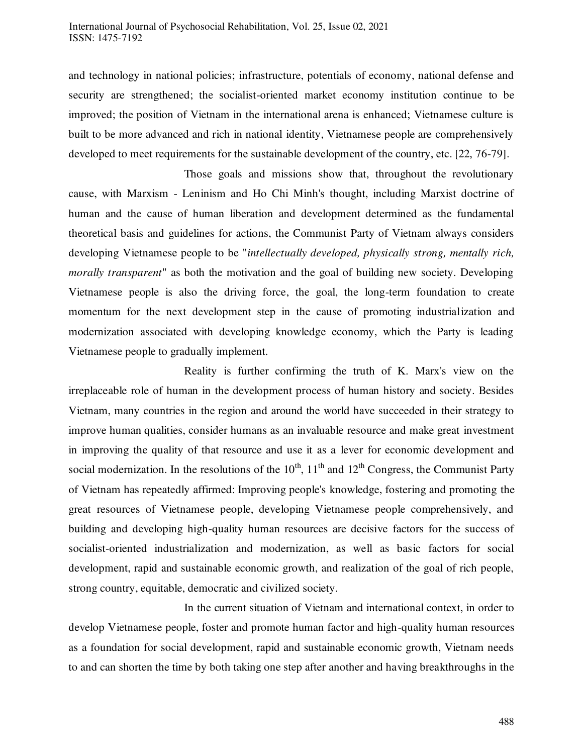and technology in national policies; infrastructure, potentials of economy, national defense and security are strengthened; the socialist-oriented market economy institution continue to be improved; the position of Vietnam in the international arena is enhanced; Vietnamese culture is built to be more advanced and rich in national identity, Vietnamese people are comprehensively developed to meet requirements for the sustainable development of the country, etc. [22, 76-79].

Those goals and missions show that, throughout the revolutionary cause, with Marxism - Leninism and Ho Chi Minh's thought, including Marxist doctrine of human and the cause of human liberation and development determined as the fundamental theoretical basis and guidelines for actions, the Communist Party of Vietnam always considers developing Vietnamese people to be "*intellectually developed, physically strong, mentally rich, morally transparent*" as both the motivation and the goal of building new society. Developing Vietnamese people is also the driving force, the goal, the long-term foundation to create momentum for the next development step in the cause of promoting industrialization and modernization associated with developing knowledge economy, which the Party is leading Vietnamese people to gradually implement.

Reality is further confirming the truth of K. Marx's view on the irreplaceable role of human in the development process of human history and society. Besides Vietnam, many countries in the region and around the world have succeeded in their strategy to improve human qualities, consider humans as an invaluable resource and make great investment in improving the quality of that resource and use it as a lever for economic development and social modernization. In the resolutions of the 10th, 11th and 12th Congress, the Communist Party of Vietnam has repeatedly affirmed: Improving people's knowledge, fostering and promoting the great resources of Vietnamese people, developing Vietnamese people comprehensively, and building and developing high-quality human resources are decisive factors for the success of socialist-oriented industrialization and modernization, as well as basic factors for social development, rapid and sustainable economic growth, and realization of the goal of rich people, strong country, equitable, democratic and civilized society.

In the current situation of Vietnam and international context, in order to develop Vietnamese people, foster and promote human factor and high-quality human resources as a foundation for social development, rapid and sustainable economic growth, Vietnam needs to and can shorten the time by both taking one step after another and having breakthroughs in the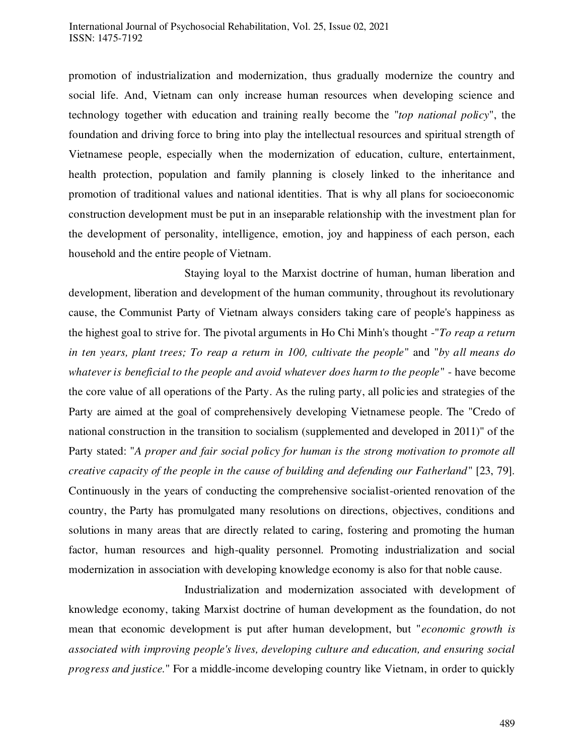promotion of industrialization and modernization, thus gradually modernize the country and social life. And, Vietnam can only increase human resources when developing science and technology together with education and training really become the "*top national policy*", the foundation and driving force to bring into play the intellectual resources and spiritual strength of Vietnamese people, especially when the modernization of education, culture, entertainment, health protection, population and family planning is closely linked to the inheritance and promotion of traditional values and national identities. That is why all plans for socioeconomic construction development must be put in an inseparable relationship with the investment plan for the development of personality, intelligence, emotion, joy and happiness of each person, each household and the entire people of Vietnam.

Staying loyal to the Marxist doctrine of human, human liberation and development, liberation and development of the human community, throughout its revolutionary cause, the Communist Party of Vietnam always considers taking care of people's happiness as the highest goal to strive for. The pivotal arguments in Ho Chi Minh's thought -"*To reap a return in ten years, plant trees; To reap a return in 100, cultivate the people*" and "*by all means do whatever is beneficial to the people and avoid whatever does harm to the people*" - have become the core value of all operations of the Party. As the ruling party, all policies and strategies of the Party are aimed at the goal of comprehensively developing Vietnamese people. The "Credo of national construction in the transition to socialism (supplemented and developed in 2011)" of the Party stated: "*A proper and fair social policy for human is the strong motivation to promote all creative capacity of the people in the cause of building and defending our Fatherland*" [23, 79]. Continuously in the years of conducting the comprehensive socialist-oriented renovation of the country, the Party has promulgated many resolutions on directions, objectives, conditions and solutions in many areas that are directly related to caring, fostering and promoting the human factor, human resources and high-quality personnel. Promoting industrialization and social modernization in association with developing knowledge economy is also for that noble cause.

Industrialization and modernization associated with development of knowledge economy, taking Marxist doctrine of human development as the foundation, do not mean that economic development is put after human development, but "*economic growth is associated with improving people's lives, developing culture and education, and ensuring social progress and justice.*" For a middle-income developing country like Vietnam, in order to quickly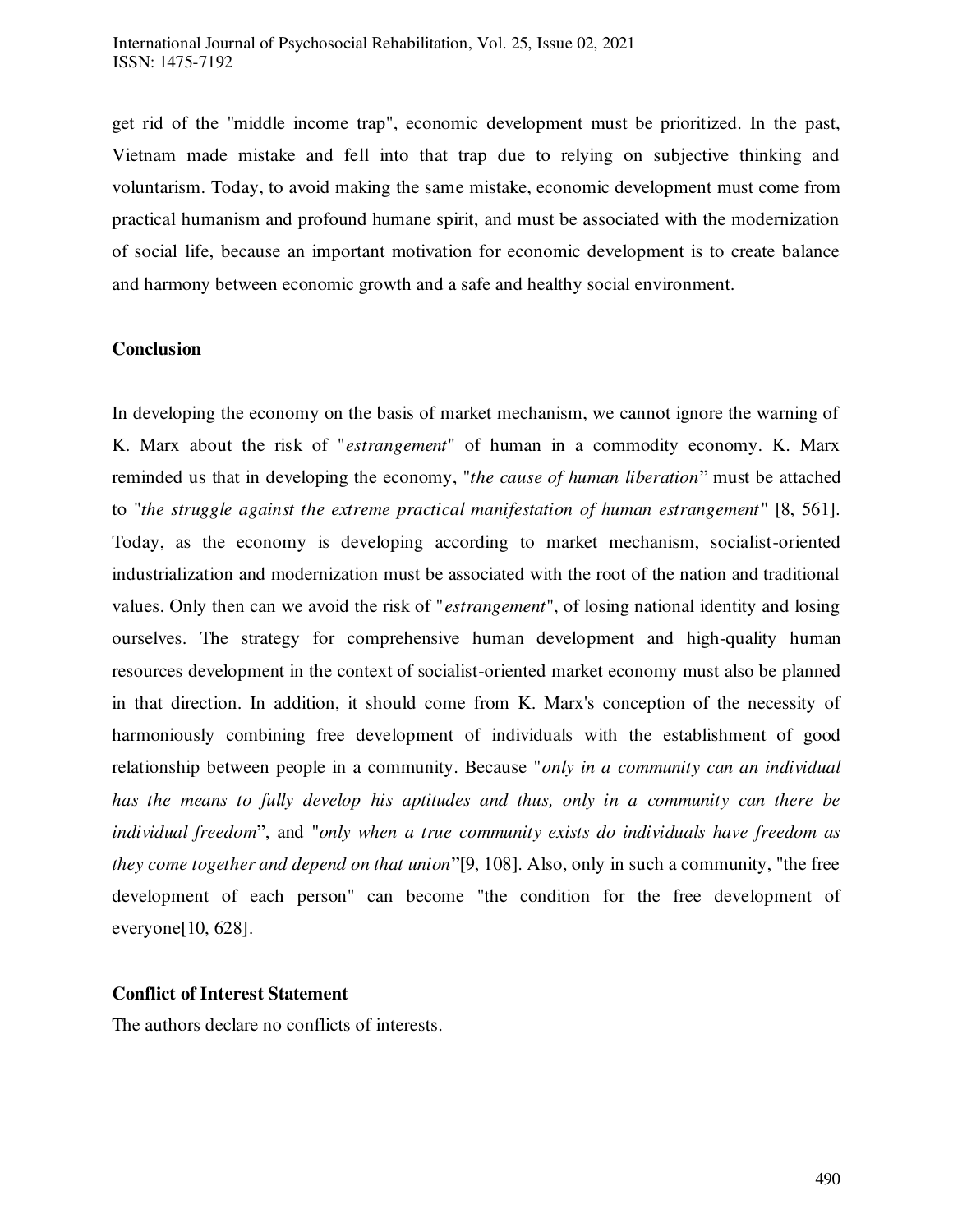get rid of the "middle income trap", economic development must be prioritized. In the past, Vietnam made mistake and fell into that trap due to relying on subjective thinking and voluntarism. Today, to avoid making the same mistake, economic development must come from practical humanism and profound humane spirit, and must be associated with the modernization of social life, because an important motivation for economic development is to create balance and harmony between economic growth and a safe and healthy social environment.

**Conclusion**

In developing the economy on the basis of market mechanism, we cannot ignore the warning of K. Marx about the risk of "*estrangement*" of human in a commodity economy. K. Marx reminded us that in developing the economy, "*the cause of human liberation*" must be attached to "*the struggle against the extreme practical manifestation of human estrangement*" [8, 561]. Today, as the economy is developing according to market mechanism, socialist-oriented industrialization and modernization must be associated with the root of the nation and traditional values. Only then can we avoid the risk of "*estrangement*", of losing national identity and losing ourselves. The strategy for comprehensive human development and high-quality human resources development in the context of socialist-oriented market economy must also be planned in that direction. In addition, it should come from K. Marx's conception of the necessity of harmoniously combining free development of individuals with the establishment of good relationship between people in a community. Because "*only in a community can an individual has the means to fully develop his aptitudes and thus, only in a community can there be individual freedom*", and "*only when a true community exists do individuals have freedom as they come together and depend on that union*"[9, 108]. Also, only in such a community, "the free development of each person" can become "the condition for the free development of everyone[10, 628].

**Conflict of Interest Statement**

The authors declare no conflicts of interests.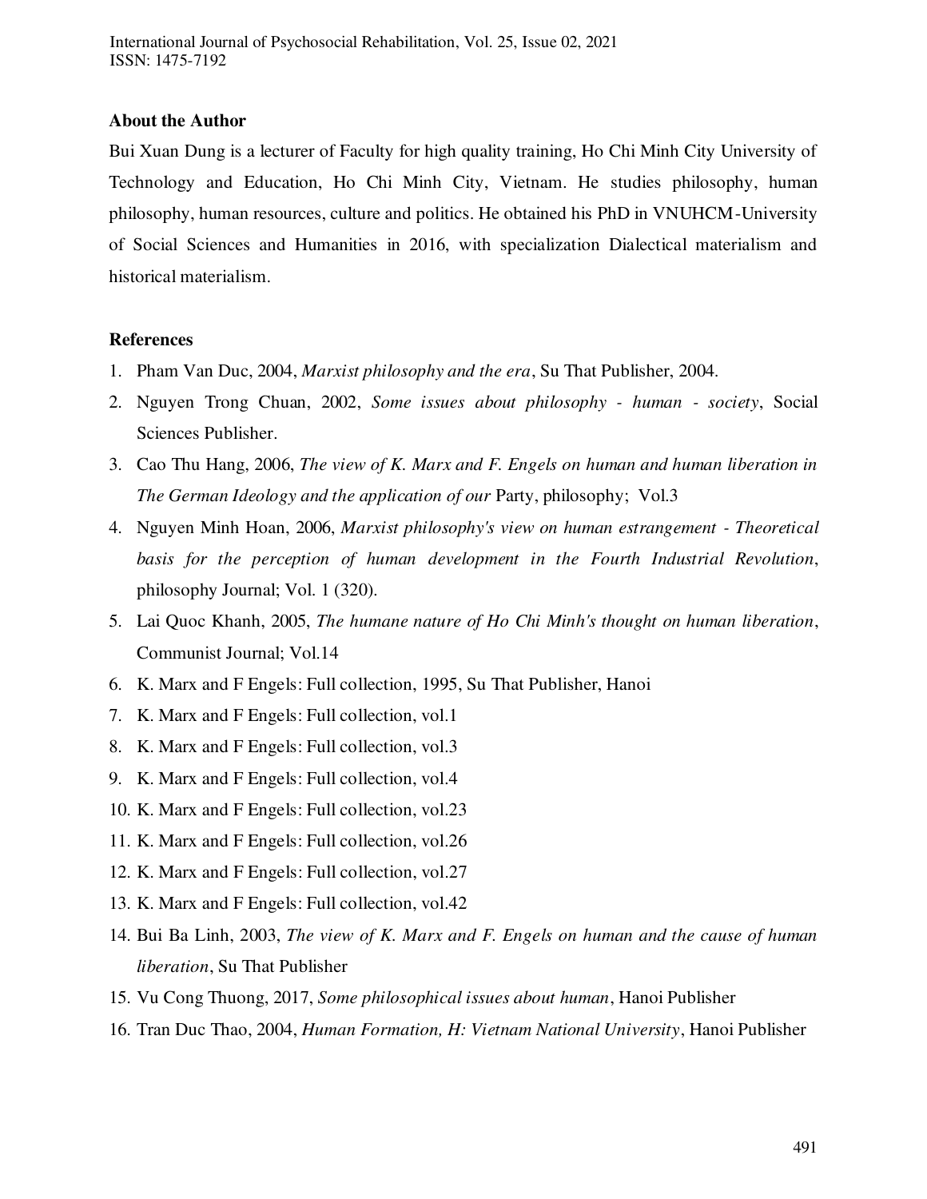### About the Author

Bui Xuan Dung is a lecturer of Faculty for high quality training, Ho Chi Minh City University of Technology and Education, Ho Chi Minh City, Vietnam. He studies philosophy, human philosophy, human resources, culture and politics. He obtained his PhD in VNUHCM-University of Social Sciences and Humanities in 2016, with specialization Dialectical materialism and historical materialism.

### References

1. Pham Van Duc, 2004, *Marxist philosophy and the era*, Su That Publisher, 2004.
2. Nguyen Trong Chuan, 2002, *Some issues about philosophy - human - society*, Social Sciences Publisher.
3. Cao Thu Hang, 2006, *The view of K. Marx and F. Engels on human and human liberation in The German Ideology and the application of our* Party, philosophy; Vol.3
4. Nguyen Minh Hoan, 2006, *Marxist philosophy's view on human estrangement - Theoretical basis for the perception of human development in the Fourth Industrial Revolution*, philosophy Journal; Vol. 1 (320).
5. Lai Quoc Khanh, 2005, *The humane nature of Ho Chi Minh's thought on human liberation*, Communist Journal; Vol.14
6. K. Marx and F Engels: Full collection, 1995, Su That Publisher, Hanoi
7. K. Marx and F Engels: Full collection, vol.1
8. K. Marx and F Engels: Full collection, vol.3
9. K. Marx and F Engels: Full collection, vol.4
10. K. Marx and F Engels: Full collection, vol.23
11. K. Marx and F Engels: Full collection, vol.26
12. K. Marx and F Engels: Full collection, vol.27
13. K. Marx and F Engels: Full collection, vol.42
14. Bui Ba Linh, 2003, *The view of K. Marx and F. Engels on human and the cause of human liberation*, Su That Publisher
15. Vu Cong Thuong, 2017, *Some philosophical issues about human*, Hanoi Publisher
16. Tran Duc Thao, 2004, *Human Formation, H: Vietnam National University*, Hanoi Publisher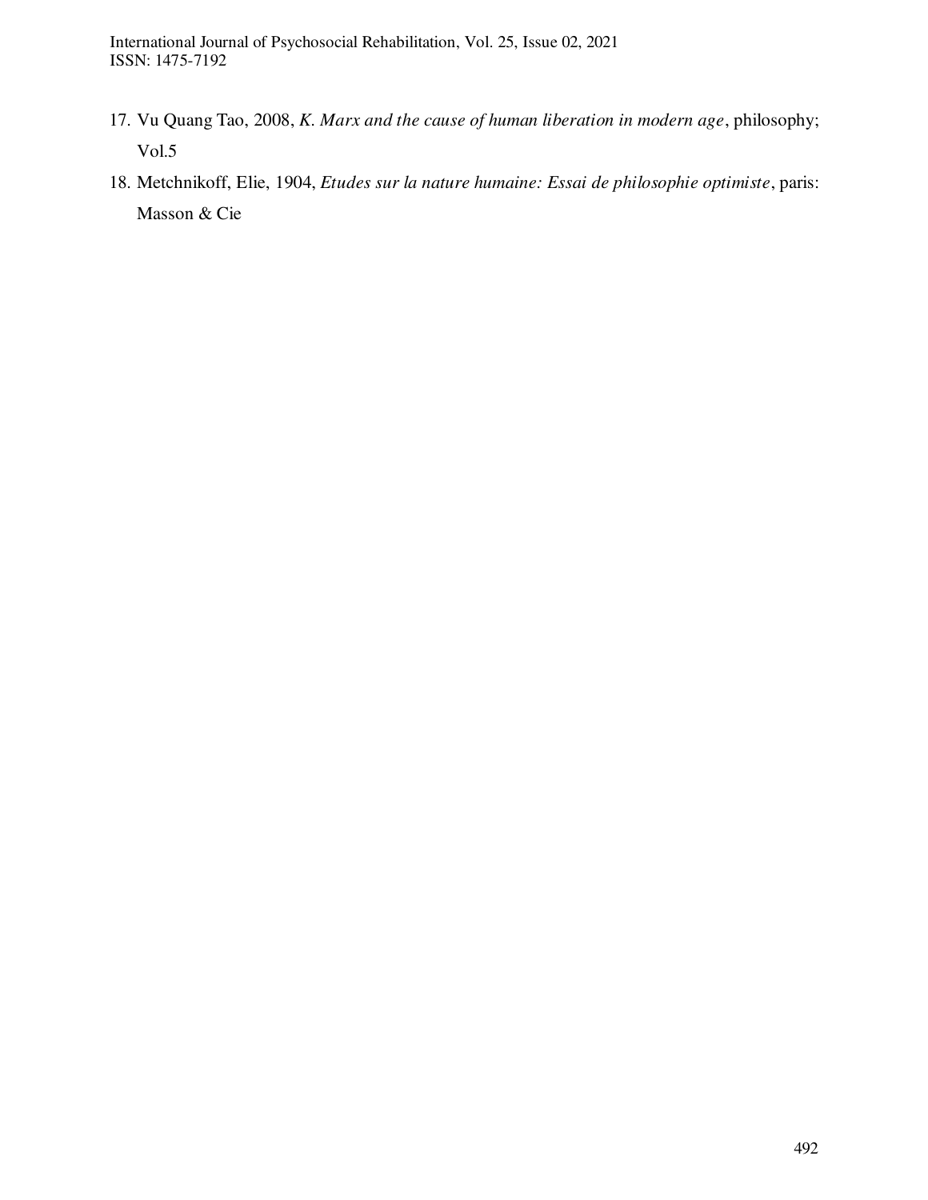17. Vu Quang Tao, 2008, *K. Marx and the cause of human liberation in modern age*, philosophy; Vol.5
18. Metchnikoff, Elie, 1904, *Etudes sur la nature humaine: Essai de philosophie optimiste*, paris: Masson & Cie